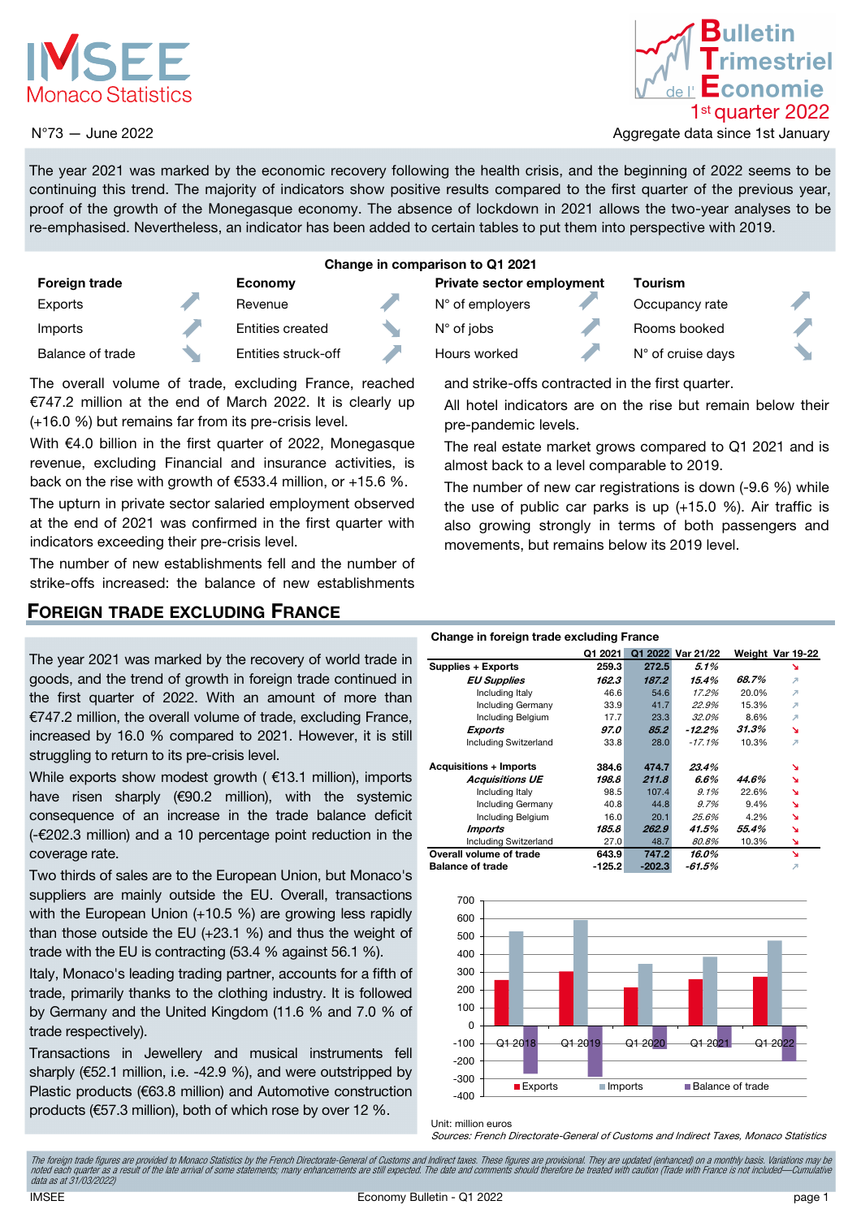# IMSEE Monaco Statistics

# Bulletin Trimestriel de l'Economie — 1st quarter 2022

N°73 — June 2022

Aggregate data since 1st January

The year 2021 was marked by the economic recovery following the health crisis, and the beginning of 2022 seems to be continuing this trend. The majority of indicators show positive results compared to the first quarter of the previous year, proof of the growth of the Monegasque economy. The absence of lockdown in 2021 allows the two-year analyses to be re-emphasised. Nevertheless, an indicator has been added to certain tables to put them into perspective with 2019.

**Change in comparison to Q1 2021**

| Foreign trade | | Economy | | Private sector employment | | Tourism | |
|---|---|---|---|---|---|---|---|
| Exports | ↗ | Revenue | ↗ | N° of employers | ↗ | Occupancy rate | ↗ |
| Imports | ↗ | Entities created | ↘ | N° of jobs | ↗ | Rooms booked | ↗ |
| Balance of trade | ↘ | Entities struck-off | ↗ | Hours worked | ↗ | N° of cruise days | ↘ |

The overall volume of trade, excluding France, reached €747.2 million at the end of March 2022. It is clearly up (+16.0 %) but remains far from its pre-crisis level.

With €4.0 billion in the first quarter of 2022, Monegasque revenue, excluding Financial and insurance activities, is back on the rise with growth of €533.4 million, or +15.6 %.

The upturn in private sector salaried employment observed at the end of 2021 was confirmed in the first quarter with indicators exceeding their pre-crisis level.

The number of new establishments fell and the number of strike-offs increased: the balance of new establishments and strike-offs contracted in the first quarter.

All hotel indicators are on the rise but remain below their pre-pandemic levels.

The real estate market grows compared to Q1 2021 and is almost back to a level comparable to 2019.

The number of new car registrations is down (-9.6 %) while the use of public car parks is up (+15.0 %). Air traffic is also growing strongly in terms of both passengers and movements, but remains below its 2019 level.

## Foreign trade excluding France

The year 2021 was marked by the recovery of world trade in goods, and the trend of growth in foreign trade continued in the first quarter of 2022. With an amount of more than €747.2 million, the overall volume of trade, excluding France, increased by 16.0 % compared to 2021. However, it is still struggling to return to its pre-crisis level.

While exports show modest growth ( €13.1 million), imports have risen sharply (€90.2 million), with the systemic consequence of an increase in the trade balance deficit (-€202.3 million) and a 10 percentage point reduction in the coverage rate.

Two thirds of sales are to the European Union, but Monaco's suppliers are mainly outside the EU. Overall, transactions with the European Union (+10.5 %) are growing less rapidly than those outside the EU (+23.1 %) and thus the weight of trade with the EU is contracting (53.4 % against 56.1 %).

Italy, Monaco's leading trading partner, accounts for a fifth of trade, primarily thanks to the clothing industry. It is followed by Germany and the United Kingdom (11.6 % and 7.0 % of trade respectively).

Transactions in Jewellery and musical instruments fell sharply (€52.1 million, i.e. -42.9 %), and were outstripped by Plastic products (€63.8 million) and Automotive construction products (€57.3 million), both of which rose by over 12 %.

**Change in foreign trade excluding France**

| | Q1 2021 | Q1 2022 | Var 21/22 | Weight | Var 19-22 |
|---|---|---|---|---|---|
| **Supplies + Exports** | **259.3** | **272.5** | ***5.1%*** | | ↘ |
| ***EU Supplies*** | ***162.3*** | ***187.2*** | ***15.4%*** | ***68.7%*** | ↗ |
| Including Italy | 46.6 | 54.6 | *17.2%* | 20.0% | ↗ |
| Including Germany | 33.9 | 41.7 | *22.9%* | 15.3% | ↗ |
| Including Belgium | 17.7 | 23.3 | *32.0%* | 8.6% | ↗ |
| ***Exports*** | ***97.0*** | ***85.2*** | ***-12.2%*** | ***31.3%*** | ↘ |
| Including Switzerland | 33.8 | 28.0 | *-17.1%* | 10.3% | ↗ |
| **Acquisitions + Imports** | **384.6** | **474.7** | ***23.4%*** | | ↘ |
| ***Acquisitions UE*** | ***198.8*** | ***211.8*** | ***6.6%*** | ***44.6%*** | ↘ |
| Including Italy | 98.5 | 107.4 | *9.1%* | 22.6% | ↘ |
| Including Germany | 40.8 | 44.8 | *9.7%* | 9.4% | ↘ |
| Including Belgium | 16.0 | 20.1 | *25.6%* | 4.2% | ↘ |
| ***Imports*** | ***185.8*** | ***262.9*** | ***41.5%*** | ***55.4%*** | ↘ |
| Including Switzerland | 27.0 | 48.7 | *80.8%* | 10.3% | ↘ |
| **Overall volume of trade** | **643.9** | **747.2** | ***16.0%*** | | ↘ |
| **Balance of trade** | **-125.2** | **-202.3** | ***-61.5%*** | | ↗ |

Unit: million euros

*Sources: French Directorate-General of Customs and Indirect Taxes, Monaco Statistics*

*The foreign trade figures are provided to Monaco Statistics by the French Directorate-General of Customs and Indirect taxes. These figures are provisional. They are updated (enhanced) on a monthly basis. Variations may be noted each quarter as a result of the late arrival of some statements; many enhancements are still expected. The date and comments should therefore be treated with caution (Trade with France is not included—Cumulative data as at 31/03/2022)*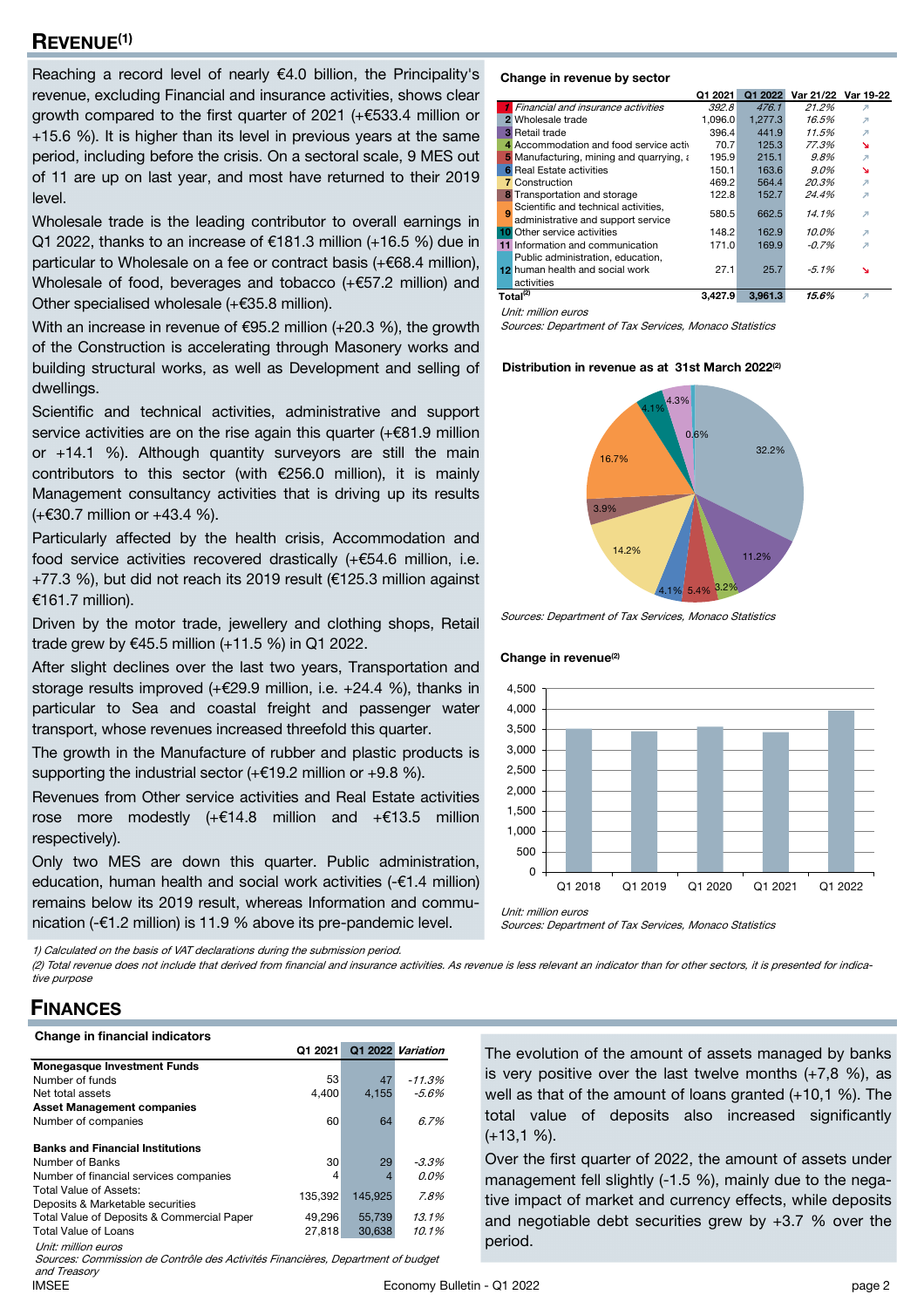## REVENUE(1)

Reaching a record level of nearly €4.0 billion, the Principality's revenue, excluding Financial and insurance activities, shows clear growth compared to the first quarter of 2021 (+€533.4 million or +15.6 %). It is higher than its level in previous years at the same period, including before the crisis. On a sectoral scale, 9 MES out of 11 are up on last year, and most have returned to their 2019 level.

Wholesale trade is the leading contributor to overall earnings in Q1 2022, thanks to an increase of €181.3 million (+16.5 %) due in particular to Wholesale on a fee or contract basis (+€68.4 million), Wholesale of food, beverages and tobacco (+€57.2 million) and Other specialised wholesale (+€35.8 million).

With an increase in revenue of €95.2 million (+20.3 %), the growth of the Construction is accelerating through Masonery works and building structural works, as well as Development and selling of dwellings.

Scientific and technical activities, administrative and support service activities are on the rise again this quarter (+€81.9 million or +14.1 %). Although quantity surveyors are still the main contributors to this sector (with €256.0 million), it is mainly Management consultancy activities that is driving up its results (+€30.7 million or +43.4 %).

Particularly affected by the health crisis, Accommodation and food service activities recovered drastically (+€54.6 million, i.e. +77.3 %), but did not reach its 2019 result (€125.3 million against €161.7 million).

Driven by the motor trade, jewellery and clothing shops, Retail trade grew by €45.5 million (+11.5 %) in Q1 2022.

After slight declines over the last two years, Transportation and storage results improved (+€29.9 million, i.e. +24.4 %), thanks in particular to Sea and coastal freight and passenger water transport, whose revenues increased threefold this quarter.

The growth in the Manufacture of rubber and plastic products is supporting the industrial sector (+€19.2 million or +9.8 %).

Revenues from Other service activities and Real Estate activities rose more modestly (+€14.8 million and +€13.5 million respectively).

Only two MES are down this quarter. Public administration, education, human health and social work activities (-€1.4 million) remains below its 2019 result, whereas Information and communication (-€1.2 million) is 11.9 % above its pre-pandemic level.

**Change in revenue by sector**

| | | Q1 2021 | Q1 2022 | Var 21/22 | Var 19-22 |
|---|---|---|---|---|---|
| 1 | *Financial and insurance activities* | *392.8* | *476.1* | *21.2%* | ↗ |
| 2 | Wholesale trade | 1,096.0 | 1,277.3 | *16.5%* | ↗ |
| 3 | Retail trade | 396.4 | 441.9 | *11.5%* | ↗ |
| 4 | Accommodation and food service acti | 70.7 | 125.3 | *77.3%* | ↘ |
| 5 | Manufacturing, mining and quarrying, a | 195.9 | 215.1 | *9.8%* | ↗ |
| 6 | Real Estate activities | 150.1 | 163.6 | *9.0%* | ↘ |
| 7 | Construction | 469.2 | 564.4 | *20.3%* | ↗ |
| 8 | Transportation and storage | 122.8 | 152.7 | *24.4%* | ↗ |
| 9 | Scientific and technical activities, administrative and support service | 580.5 | 662.5 | *14.1%* | ↗ |
| 10 | Other service activities | 148.2 | 162.9 | *10.0%* | ↗ |
| 11 | Information and communication | 171.0 | 169.9 | *-0.7%* | ↗ |
| 12 | Public administration, education, human health and social work activities | 27.1 | 25.7 | *-5.1%* | ↘ |
| **Total(2)** | | **3,427.9** | **3,961.3** | ***15.6%*** | ↗ |

*Unit: million euros*

*Sources: Department of Tax Services, Monaco Statistics*

**Distribution in revenue as at 31st March 2022(2)**

*Sources: Department of Tax Services, Monaco Statistics*

**Change in revenue(2)**

*Unit: million euros*

*Sources: Department of Tax Services, Monaco Statistics*

*1) Calculated on the basis of VAT declarations during the submission period.*

*(2) Total revenue does not include that derived from financial and insurance activities. As revenue is less relevant an indicator than for other sectors, it is presented for indicative purpose*

## FINANCES

**Change in financial indicators**

| | Q1 2021 | Q1 2022 | *Variation* |
|---|---|---|---|
| **Monegasque Investment Funds** | | | |
| Number of funds | 53 | 47 | *-11.3%* |
| Net total assets | 4,400 | 4,155 | *-5.6%* |
| **Asset Management companies** | | | |
| Number of companies | 60 | 64 | *6.7%* |
| **Banks and Financial Institutions** | | | |
| Number of Banks | 30 | 29 | *-3.3%* |
| Number of financial services companies | 4 | 4 | *0.0%* |
| Total Value of Assets: Deposits & Marketable securities | 135,392 | 145,925 | *7.8%* |
| Total Value of Deposits & Commercial Paper | 49,296 | 55,739 | *13.1%* |
| Total Value of Loans | 27,818 | 30,638 | *10.1%* |

*Unit: million euros*

*Sources: Commission de Contrôle des Activités Financières, Department of budget and Treasury*

The evolution of the amount of assets managed by banks is very positive over the last twelve months (+7,8 %), as well as that of the amount of loans granted (+10,1 %). The total value of deposits also increased significantly (+13,1 %).

Over the first quarter of 2022, the amount of assets under management fell slightly (-1.5 %), mainly due to the negative impact of market and currency effects, while deposits and negotiable debt securities grew by +3.7 % over the period.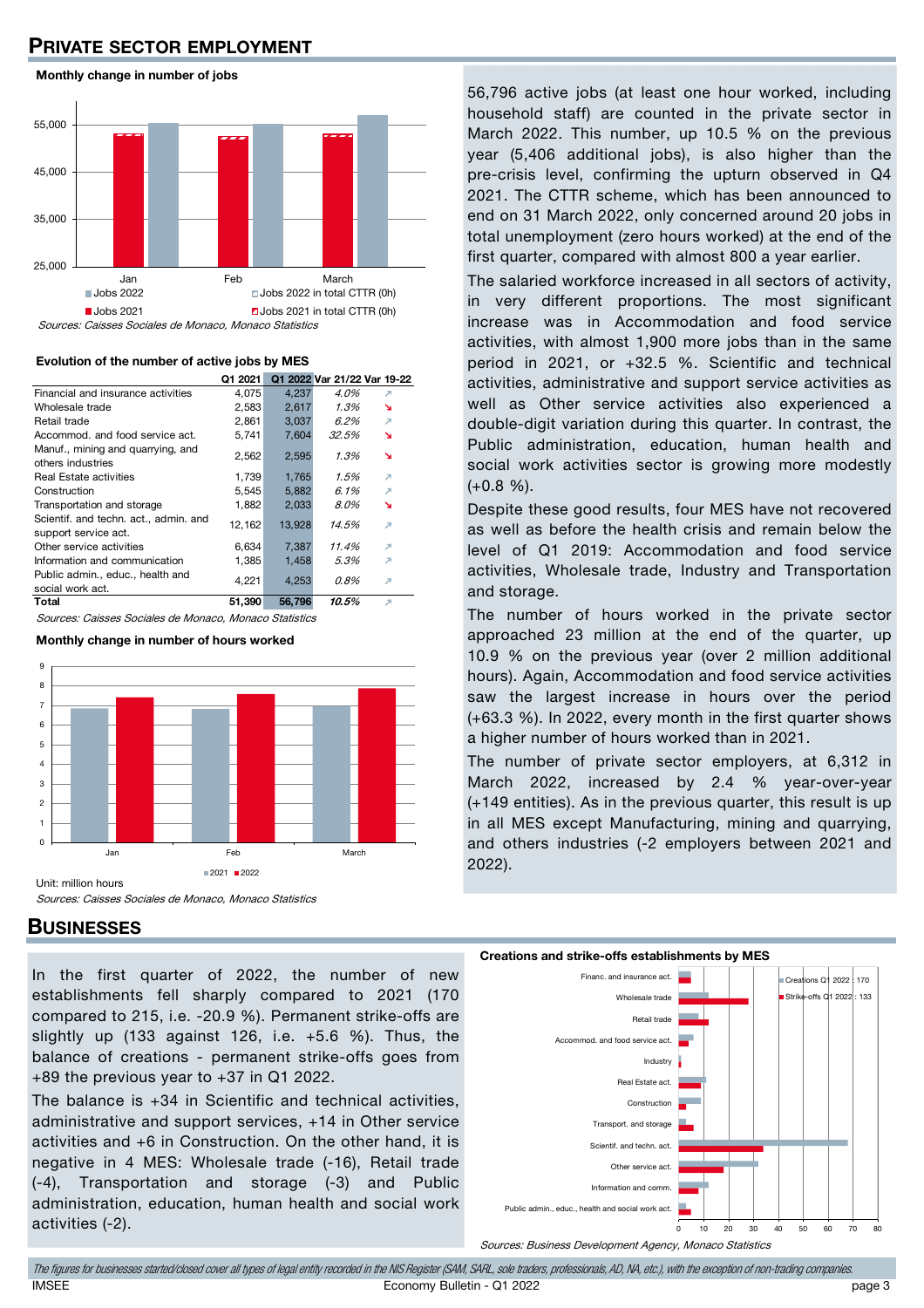## PRIVATE SECTOR EMPLOYMENT

**Monthly change in number of jobs**

Jobs 2022 | Jobs 2022 in total CTTR (0h) | Jobs 2021 | Jobs 2021 in total CTTR (0h)

*Sources: Caisses Sociales de Monaco, Monaco Statistics*

**Evolution of the number of active jobs by MES**

| | Q1 2021 | Q1 2022 | Var 21/22 | Var 19-22 |
|---|---|---|---|---|
| Financial and insurance activities | 4,075 | 4,237 | 4.0% | ↗ |
| Wholesale trade | 2,583 | 2,617 | 1.3% | ↘ |
| Retail trade | 2,861 | 3,037 | 6.2% | ↗ |
| Accommod. and food service act. | 5,741 | 7,604 | 32.5% | ↘ |
| Manuf., mining and quarrying, and others industries | 2,562 | 2,595 | 1.3% | ↘ |
| Real Estate activities | 1,739 | 1,765 | 1.5% | ↗ |
| Construction | 5,545 | 5,882 | 6.1% | ↗ |
| Transportation and storage | 1,882 | 2,033 | 8.0% | ↘ |
| Scientif. and techn. act., admin. and support service act. | 12,162 | 13,928 | 14.5% | ↗ |
| Other service activities | 6,634 | 7,387 | 11.4% | ↗ |
| Information and communication | 1,385 | 1,458 | 5.3% | ↗ |
| Public admin., educ., health and social work act. | 4,221 | 4,253 | 0.8% | ↗ |
| **Total** | **51,390** | **56,796** | **10.5%** | ↗ |

*Sources: Caisses Sociales de Monaco, Monaco Statistics*

**Monthly change in number of hours worked**

2021 | 2022

Unit: million hours

*Sources: Caisses Sociales de Monaco, Monaco Statistics*

56,796 active jobs (at least one hour worked, including household staff) are counted in the private sector in March 2022. This number, up 10.5 % on the previous year (5,406 additional jobs), is also higher than the pre-crisis level, confirming the upturn observed in Q4 2021. The CTTR scheme, which has been announced to end on 31 March 2022, only concerned around 20 jobs in total unemployment (zero hours worked) at the end of the first quarter, compared with almost 800 a year earlier.

The salaried workforce increased in all sectors of activity, in very different proportions. The most significant increase was in Accommodation and food service activities, with almost 1,900 more jobs than in the same period in 2021, or +32.5 %. Scientific and technical activities, administrative and support service activities as well as Other service activities also experienced a double-digit variation during this quarter. In contrast, the Public administration, education, human health and social work activities sector is growing more modestly (+0.8 %).

Despite these good results, four MES have not recovered as well as before the health crisis and remain below the level of Q1 2019: Accommodation and food service activities, Wholesale trade, Industry and Transportation and storage.

The number of hours worked in the private sector approached 23 million at the end of the quarter, up 10.9 % on the previous year (over 2 million additional hours). Again, Accommodation and food service activities saw the largest increase in hours over the period (+63.3 %). In 2022, every month in the first quarter shows a higher number of hours worked than in 2021.

The number of private sector employers, at 6,312 in March 2022, increased by 2.4 % year-over-year (+149 entities). As in the previous quarter, this result is up in all MES except Manufacturing, mining and quarrying, and others industries (-2 employers between 2021 and 2022).

## BUSINESSES

In the first quarter of 2022, the number of new establishments fell sharply compared to 2021 (170 compared to 215, i.e. -20.9 %). Permanent strike-offs are slightly up (133 against 126, i.e. +5.6 %). Thus, the balance of creations - permanent strike-offs goes from +89 the previous year to +37 in Q1 2022.

The balance is +34 in Scientific and technical activities, administrative and support services, +14 in Other service activities and +6 in Construction. On the other hand, it is negative in 4 MES: Wholesale trade (-16), Retail trade (-4), Transportation and storage (-3) and Public administration, education, human health and social work activities (-2).

**Creations and strike-offs establishments by MES**

Creations Q1 2022 : 170 | Strike-offs Q1 2022 : 133

*Sources: Business Development Agency, Monaco Statistics*

*The figures for businesses started/closed cover all types of legal entity recorded in the NIS Register (SAM, SARL, sole traders, professionals, AD, NA, etc.), with the exception of non-trading companies.*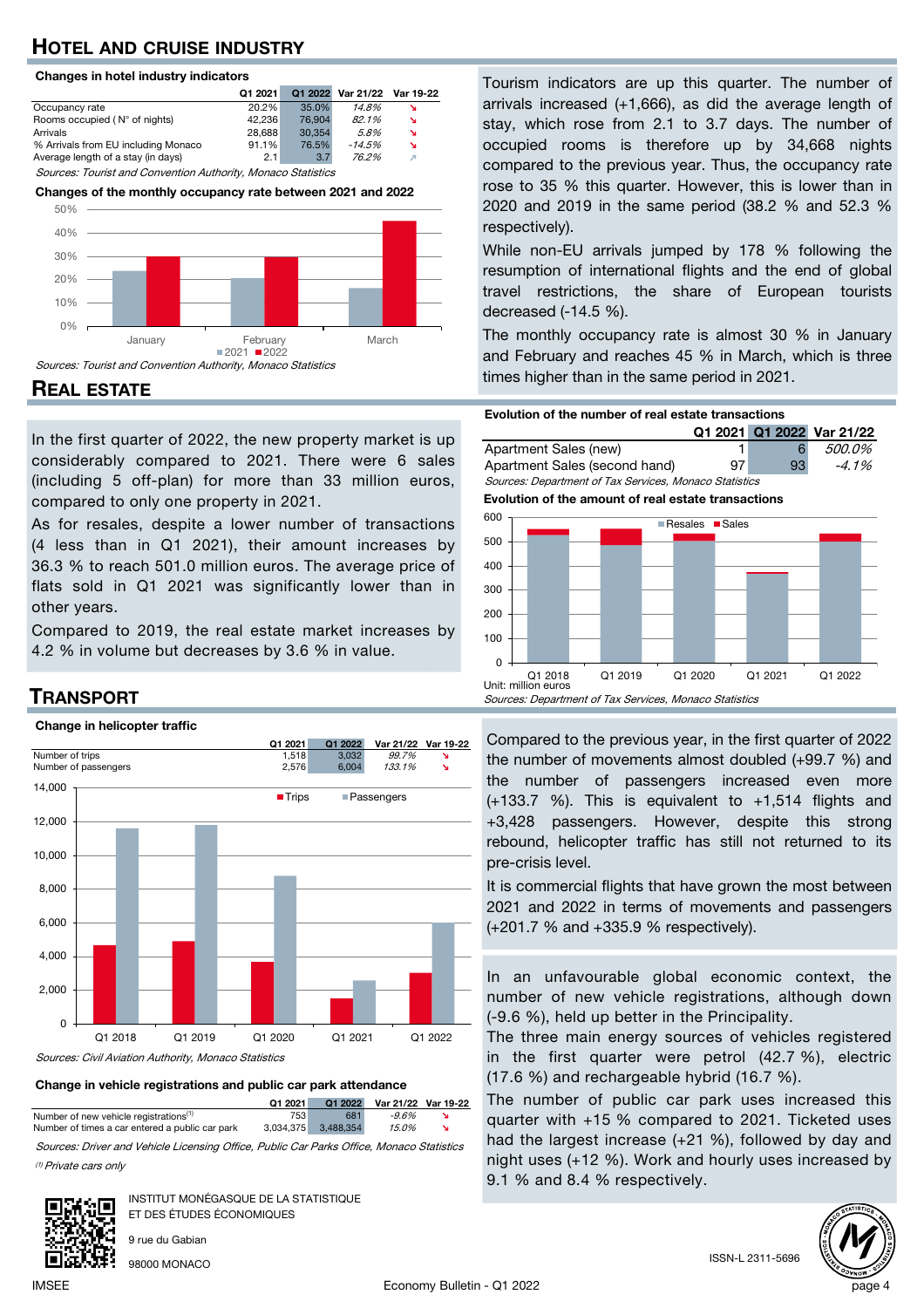# HOTEL AND CRUISE INDUSTRY

**Changes in hotel industry indicators**

| | Q1 2021 | Q1 2022 | Var 21/22 | Var 19-22 |
|---|---|---|---|---|
| Occupancy rate | 20.2% | 35.0% | *14.8%* | ↘ |
| Rooms occupied ( N° of nights) | 42,236 | 76,904 | *82.1%* | ↘ |
| Arrivals | 28,688 | 30,354 | *5.8%* | ↘ |
| % Arrivals from EU including Monaco | 91.1% | 76.5% | *-14.5%* | ↘ |
| Average length of a stay (in days) | 2.1 | 3.7 | *76.2%* | ↗ |

*Sources: Tourist and Convention Authority, Monaco Statistics*

**Changes of the monthly occupancy rate between 2021 and 2022**

50%
40%
30%
20%
10%
0%
January
February
March
2021 2022

*Sources: Tourist and Convention Authority, Monaco Statistics*

Tourism indicators are up this quarter. The number of arrivals increased (+1,666), as did the average length of stay, which rose from 2.1 to 3.7 days. The number of occupied rooms is therefore up by 34,668 nights compared to the previous year. Thus, the occupancy rate rose to 35 % this quarter. However, this is lower than in 2020 and 2019 in the same period (38.2 % and 52.3 % respectively).

While non-EU arrivals jumped by 178 % following the resumption of international flights and the end of global travel restrictions, the share of European tourists decreased (-14.5 %).

The monthly occupancy rate is almost 30 % in January and February and reaches 45 % in March, which is three times higher than in the same period in 2021.

# REAL ESTATE

In the first quarter of 2022, the new property market is up considerably compared to 2021. There were 6 sales (including 5 off-plan) for more than 33 million euros, compared to only one property in 2021.

As for resales, despite a lower number of transactions (4 less than in Q1 2021), their amount increases by 36.3 % to reach 501.0 million euros. The average price of flats sold in Q1 2021 was significantly lower than in other years.

Compared to 2019, the real estate market increases by 4.2 % in volume but decreases by 3.6 % in value.

**Evolution of the number of real estate transactions**

| | Q1 2021 | Q1 2022 | Var 21/22 |
|---|---|---|---|
| Apartment Sales (new) | 1 | 6 | *500.0%* |
| Apartment Sales (second hand) | 97 | 93 | *-4.1%* |

*Sources: Department of Tax Services, Monaco Statistics*

**Evolution of the amount of real estate transactions**

600
500
400
300
200
100
0
Resales Sales
Q1 2018
Q1 2019
Q1 2020
Q1 2021
Q1 2022

Unit: million euros

*Sources: Department of Tax Services, Monaco Statistics*

# TRANSPORT

**Change in helicopter traffic**

| | Q1 2021 | Q1 2022 | Var 21/22 | Var 19-22 |
|---|---|---|---|---|
| Number of trips | 1,518 | 3,032 | *99.7%* | ↘ |
| Number of passengers | 2,576 | 6,004 | *133.1%* | ↘ |

14,000
12,000
10,000
8,000
6,000
4,000
2,000
0
Trips Passengers
Q1 2018
Q1 2019
Q1 2020
Q1 2021
Q1 2022

*Sources: Civil Aviation Authority, Monaco Statistics*

Compared to the previous year, in the first quarter of 2022 the number of movements almost doubled (+99.7 %) and the number of passengers increased even more (+133.7 %). This is equivalent to +1,514 flights and +3,428 passengers. However, despite this strong rebound, helicopter traffic has still not returned to its pre-crisis level.

It is commercial flights that have grown the most between 2021 and 2022 in terms of movements and passengers (+201.7 % and +335.9 % respectively).

**Change in vehicle registrations and public car park attendance**

| | Q1 2021 | Q1 2022 | Var 21/22 | Var 19-22 |
|---|---|---|---|---|
| Number of new vehicle registrations[(1)] | 753 | 681 | *-9.6%* | ↘ |
| Number of times a car entered a public car park | 3,034,375 | 3,488,354 | *15.0%* | ↘ |

*Sources: Driver and Vehicle Licensing Office, Public Car Parks Office, Monaco Statistics*

*[(1)] Private cars only*

In an unfavourable global economic context, the number of new vehicle registrations, although down (-9.6 %), held up better in the Principality.

The three main energy sources of vehicles registered in the first quarter were petrol (42.7 %), electric (17.6 %) and rechargeable hybrid (16.7 %).

The number of public car park uses increased this quarter with +15 % compared to 2021. Ticketed uses had the largest increase (+21 %), followed by day and night uses (+12 %). Work and hourly uses increased by 9.1 % and 8.4 % respectively.

INSTITUT MONÉGASQUE DE LA STATISTIQUE ET DES ÉTUDES ÉCONOMIQUES

9 rue du Gabian

98000 MONACO

ISSN-L 2311-5696